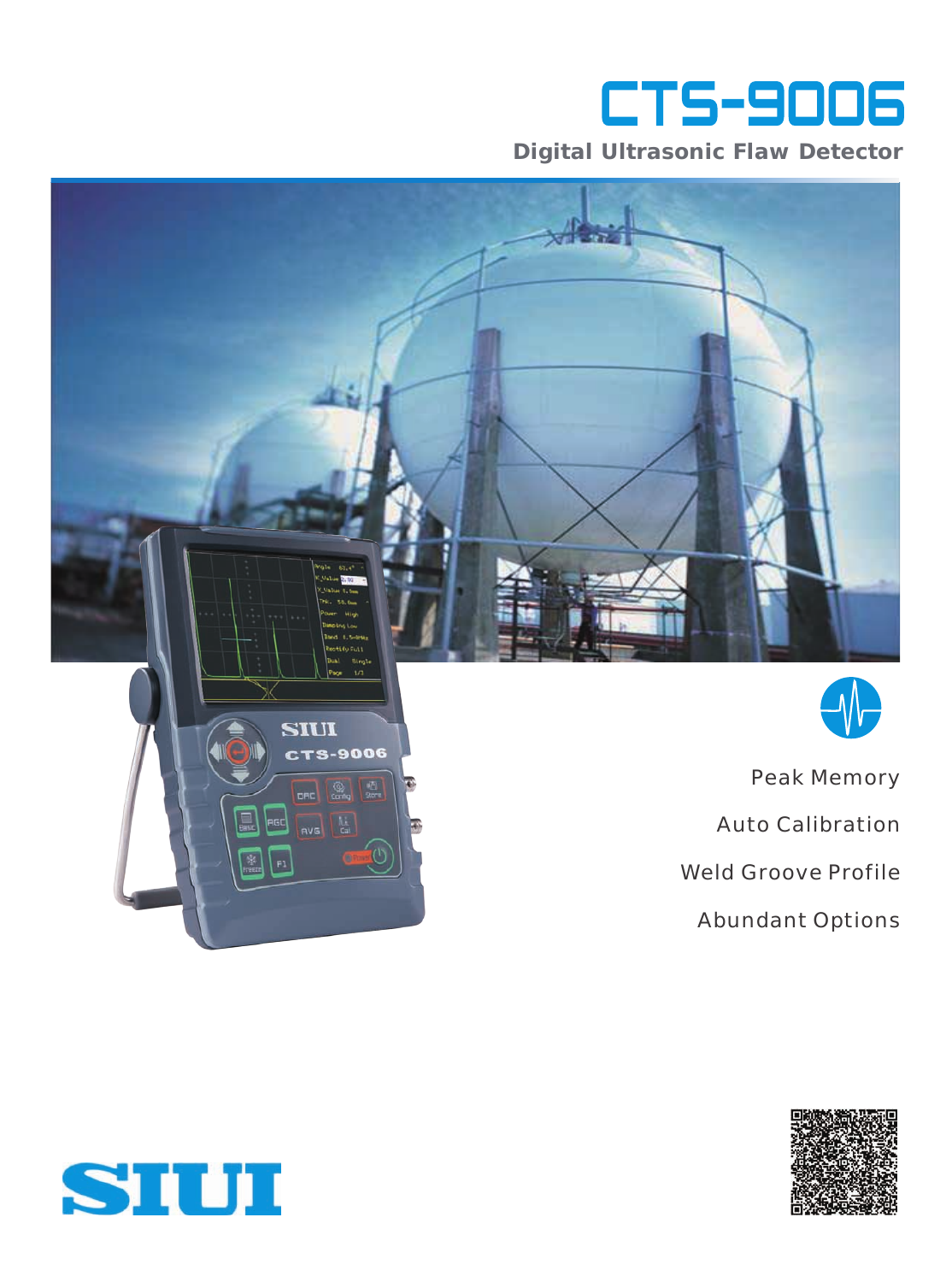# CTS-9006

## Digital Ultrasonic Flaw Detector

Peak Memory

Auto Calibration

Weld Groove Profile

Abundant Options

SIUI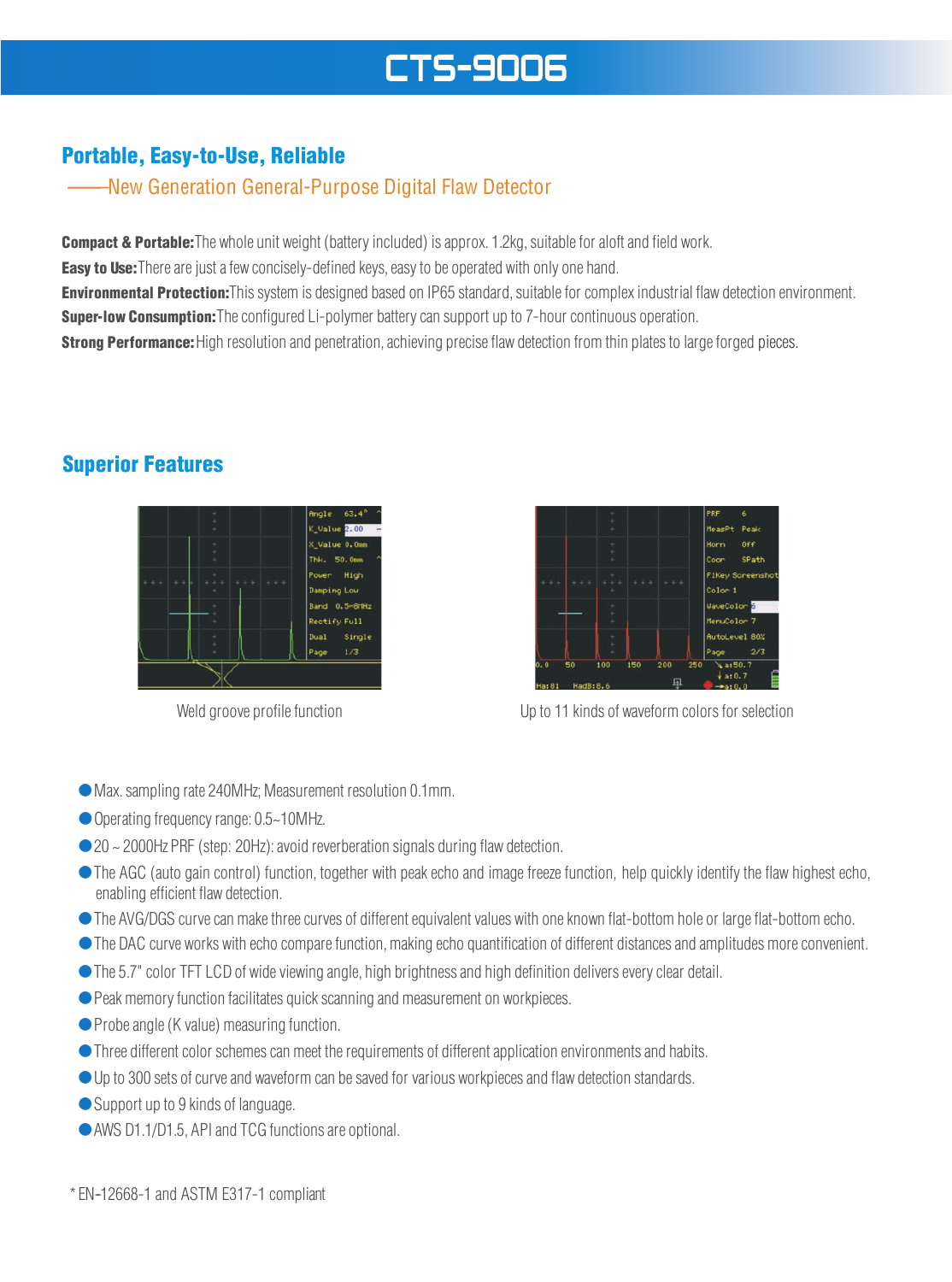# CTS-9006

## Portable, Easy-to-Use, Reliable

——New Generation General-Purpose Digital Flaw Detector

**Compact & Portable:** The whole unit weight (battery included) is approx. 1.2kg, suitable for aloft and field work.
**Easy to Use:** There are just a few concisely-defined keys, easy to be operated with only one hand.
**Environmental Protection:** This system is designed based on IP65 standard, suitable for complex industrial flaw detection environment.
**Super-low Consumption:** The configured Li-polymer battery can support up to 7-hour continuous operation.
**Strong Performance:** High resolution and penetration, achieving precise flaw detection from thin plates to large forged pieces.

## Superior Features

Weld groove profile function

Up to 11 kinds of waveform colors for selection

- Max. sampling rate 240MHz; Measurement resolution 0.1mm.
- Operating frequency range: 0.5~10MHz.
- 20 ~ 2000Hz PRF (step: 20Hz): avoid reverberation signals during flaw detection.
- The AGC (auto gain control) function, together with peak echo and image freeze function, help quickly identify the flaw highest echo, enabling efficient flaw detection.
- The AVG/DGS curve can make three curves of different equivalent values with one known flat-bottom hole or large flat-bottom echo.
- The DAC curve works with echo compare function, making echo quantification of different distances and amplitudes more convenient.
- The 5.7" color TFT LCD of wide viewing angle, high brightness and high definition delivers every clear detail.
- Peak memory function facilitates quick scanning and measurement on workpieces.
- Probe angle (K value) measuring function.
- Three different color schemes can meet the requirements of different application environments and habits.
- Up to 300 sets of curve and waveform can be saved for various workpieces and flaw detection standards.
- Support up to 9 kinds of language.
- AWS D1.1/D1.5, API and TCG functions are optional.

* EN-12668-1 and ASTM E317-1 compliant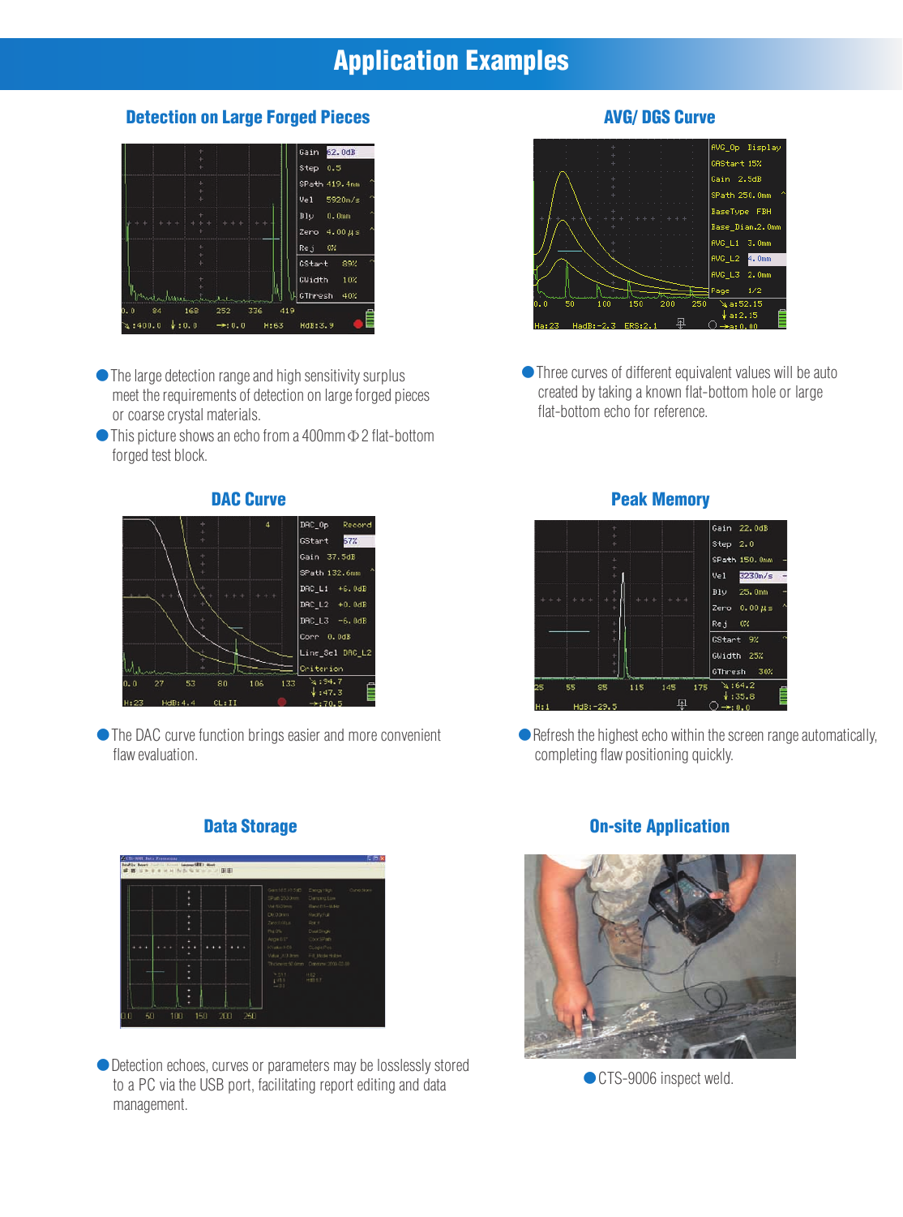# Application Examples

## Detection on Large Forged Pieces

- The large detection range and high sensitivity surplus meet the requirements of detection on large forged pieces or coarse crystal materials.
- This picture shows an echo from a 400mm Φ2 flat-bottom forged test block.

## AVG/ DGS Curve

- Three curves of different equivalent values will be auto created by taking a known flat-bottom hole or large flat-bottom echo for reference.

## DAC Curve

- The DAC curve function brings easier and more convenient flaw evaluation.

## Peak Memory

- Refresh the highest echo within the screen range automatically, completing flaw positioning quickly.

## Data Storage

- Detection echoes, curves or parameters may be losslessly stored to a PC via the USB port, facilitating report editing and data management.

## On-site Application

- CTS-9006 inspect weld.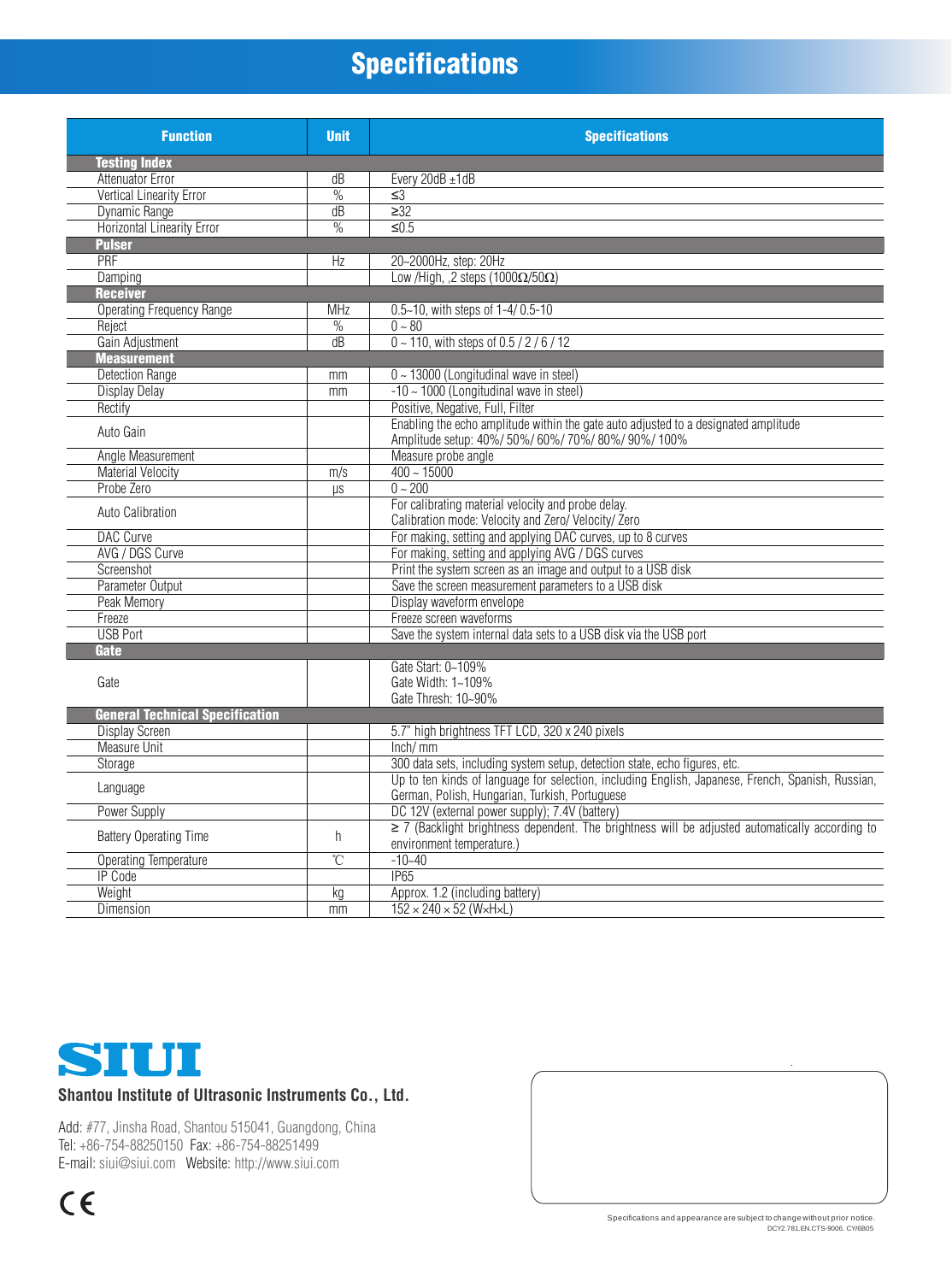# Specifications

| Function | Unit | Specifications |
|---|---|---|
| **Testing Index** | | |
| Attenuator Error | dB | Every 20dB ±1dB |
| Vertical Linearity Error | % | ≤3 |
| Dynamic Range | dB | ≥32 |
| Horizontal Linearity Error | % | ≤0.5 |
| **Pulser** | | |
| PRF | Hz | 20~2000Hz, step: 20Hz |
| Damping | | Low /High, ,2 steps (1000Ω/50Ω) |
| **Receiver** | | |
| Operating Frequency Range | MHz | 0.5~10, with steps of 1-4/ 0.5-10 |
| Reject | % | 0 ~ 80 |
| Gain Adjustment | dB | 0 ~ 110, with steps of 0.5 / 2 / 6 / 12 |
| **Measurement** | | |
| Detection Range | mm | 0 ~ 13000 (Longitudinal wave in steel) |
| Display Delay | mm | -10 ~ 1000 (Longitudinal wave in steel) |
| Rectify | | Positive, Negative, Full, Filter |
| Auto Gain | | Enabling the echo amplitude within the gate auto adjusted to a designated amplitude<br>Amplitude setup: 40%/ 50%/ 60%/ 70%/ 80%/ 90%/ 100% |
| Angle Measurement | | Measure probe angle |
| Material Velocity | m/s | 400 ~ 15000 |
| Probe Zero | μs | 0 ~ 200 |
| Auto Calibration | | For calibrating material velocity and probe delay.<br>Calibration mode: Velocity and Zero/ Velocity/ Zero |
| DAC Curve | | For making, setting and applying DAC curves, up to 8 curves |
| AVG / DGS Curve | | For making, setting and applying AVG / DGS curves |
| Screenshot | | Print the system screen as an image and output to a USB disk |
| Parameter Output | | Save the screen measurement parameters to a USB disk |
| Peak Memory | | Display waveform envelope |
| Freeze | | Freeze screen waveforms |
| USB Port | | Save the system internal data sets to a USB disk via the USB port |
| **Gate** | | |
| Gate | | Gate Start: 0~109%<br>Gate Width: 1~109%<br>Gate Thresh: 10~90% |
| **General Technical Specification** | | |
| Display Screen | | 5.7" high brightness TFT LCD, 320 x 240 pixels |
| Measure Unit | | Inch/ mm |
| Storage | | 300 data sets, including system setup, detection state, echo figures, etc. |
| Language | | Up to ten kinds of language for selection, including English, Japanese, French, Spanish, Russian, German, Polish, Hungarian, Turkish, Portuguese |
| Power Supply | | DC 12V (external power supply); 7.4V (battery) |
| Battery Operating Time | h | ≥ 7 (Backlight brightness dependent. The brightness will be adjusted automatically according to environment temperature.) |
| Operating Temperature | ℃ | -10~40 |
| IP Code | | IP65 |
| Weight | kg | Approx. 1.2 (including battery) |
| Dimension | mm | 152 × 240 × 52 (W×H×L) |

SIUI

**Shantou Institute of Ultrasonic Instruments Co., Ltd.**

Add: #77, Jinsha Road, Shantou 515041, Guangdong, China
Tel: +86-754-88250150 Fax: +86-754-88251499
E-mail: siui@siui.com Website: http://www.siui.com

CE

Specifications and appearance are subject to change without prior notice.
DCY2.781.EN.CTS-9006. CY/6B05